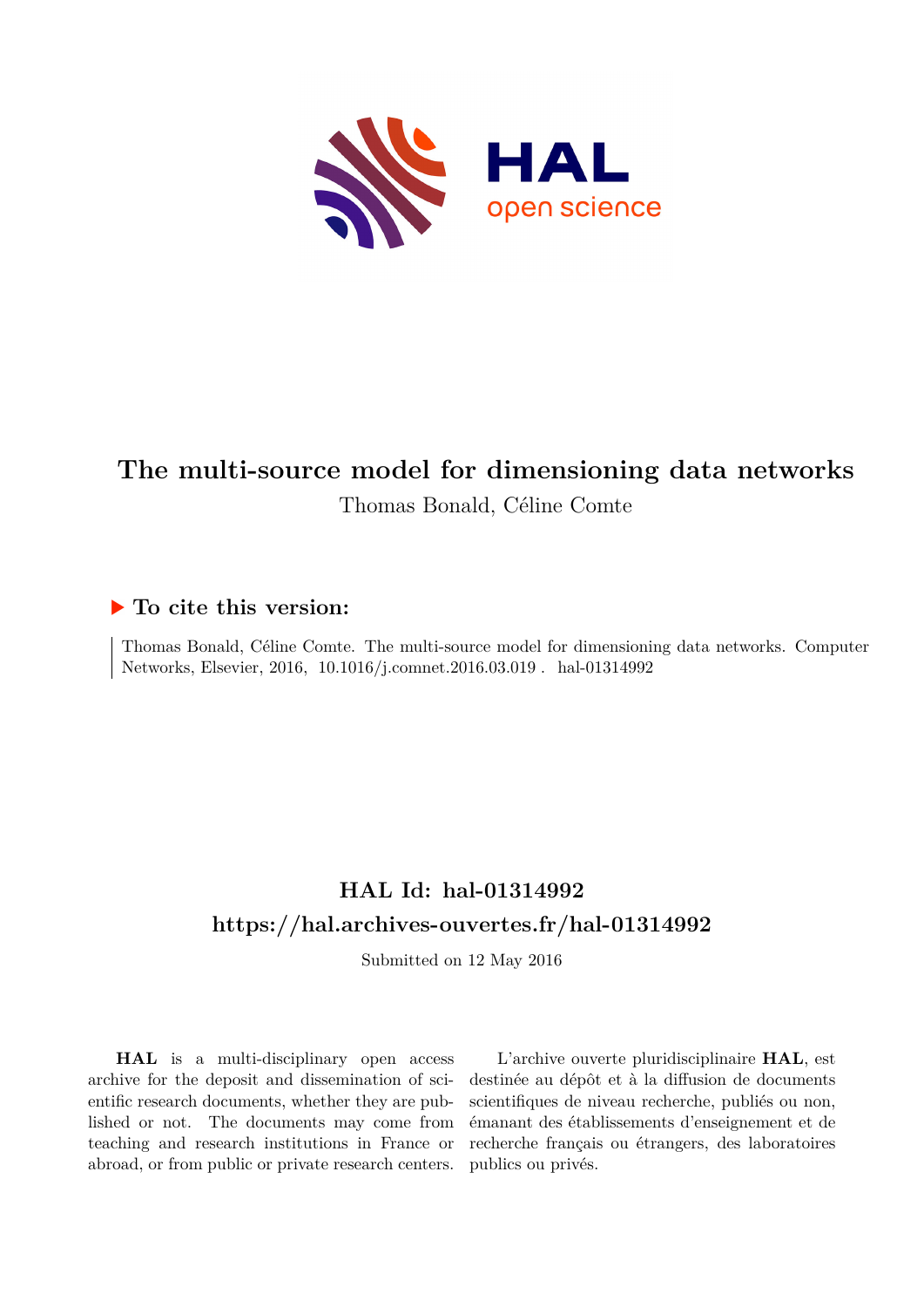# The multi-source model for dimensioning data networks

Thomas Bonald, Céline Comte

## ▶ To cite this version:

Thomas Bonald, Céline Comte. The multi-source model for dimensioning data networks. Computer Networks, Elsevier, 2016, 10.1016/j.comnet.2016.03.019 . hal-01314992

## HAL Id: hal-01314992

## https://hal.archives-ouvertes.fr/hal-01314992

Submitted on 12 May 2016

**HAL** is a multi-disciplinary open access archive for the deposit and dissemination of scientific research documents, whether they are published or not. The documents may come from teaching and research institutions in France or abroad, or from public or private research centers.

L'archive ouverte pluridisciplinaire **HAL**, est destinée au dépôt et à la diffusion de documents scientifiques de niveau recherche, publiés ou non, émanant des établissements d'enseignement et de recherche français ou étrangers, des laboratoires publics ou privés.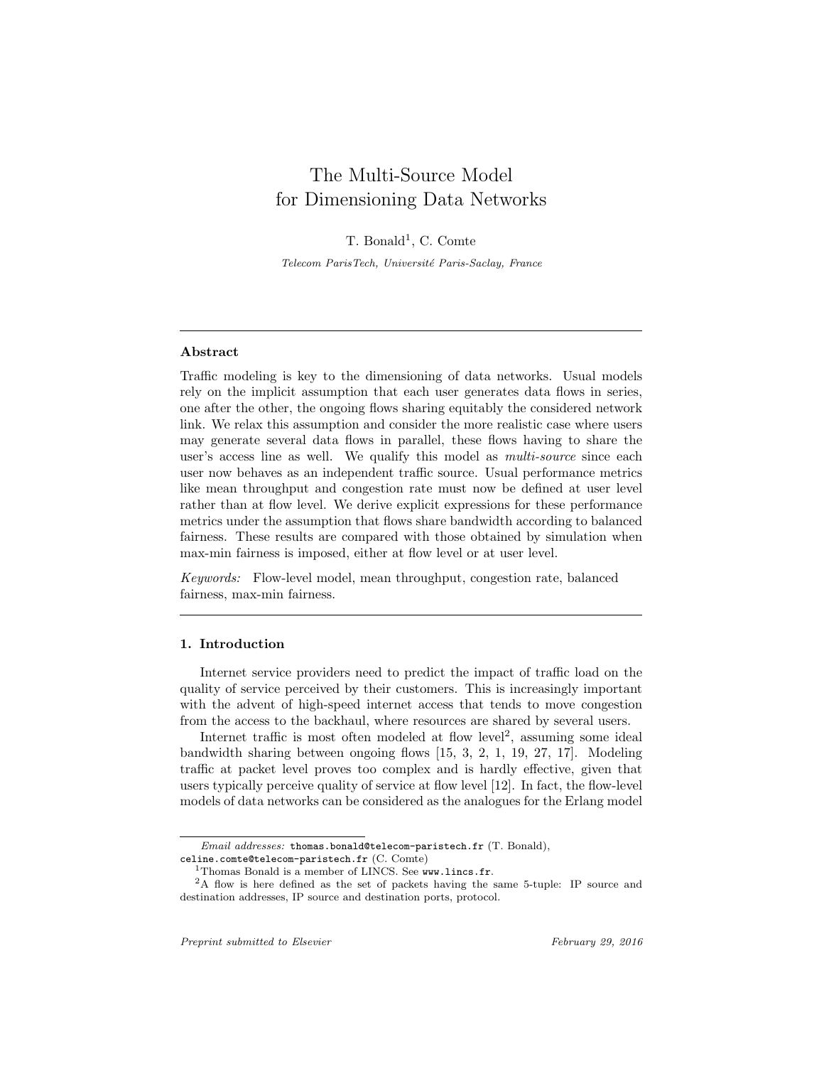# The Multi-Source Model for Dimensioning Data Networks

T. Bonald[1], C. Comte

*Telecom ParisTech, Université Paris-Saclay, France*

---

### Abstract

Traffic modeling is key to the dimensioning of data networks. Usual models rely on the implicit assumption that each user generates data flows in series, one after the other, the ongoing flows sharing equitably the considered network link. We relax this assumption and consider the more realistic case where users may generate several data flows in parallel, these flows having to share the user's access line as well. We qualify this model as *multi-source* since each user now behaves as an independent traffic source. Usual performance metrics like mean throughput and congestion rate must now be defined at user level rather than at flow level. We derive explicit expressions for these performance metrics under the assumption that flows share bandwidth according to balanced fairness. These results are compared with those obtained by simulation when max-min fairness is imposed, either at flow level or at user level.

*Keywords:* Flow-level model, mean throughput, congestion rate, balanced fairness, max-min fairness.

---

## 1. Introduction

Internet service providers need to predict the impact of traffic load on the quality of service perceived by their customers. This is increasingly important with the advent of high-speed internet access that tends to move congestion from the access to the backhaul, where resources are shared by several users.

Internet traffic is most often modeled at flow level[2], assuming some ideal bandwidth sharing between ongoing flows [15, 3, 2, 1, 19, 27, 17]. Modeling traffic at packet level proves too complex and is hardly effective, given that users typically perceive quality of service at flow level [12]. In fact, the flow-level models of data networks can be considered as the analogues for the Erlang model

---

*Email addresses:* thomas.bonald@telecom-paristech.fr (T. Bonald), celine.comte@telecom-paristech.fr (C. Comte)

[1] Thomas Bonald is a member of LINCS. See www.lincs.fr.

[2] A flow is here defined as the set of packets having the same 5-tuple: IP source and destination addresses, IP source and destination ports, protocol.

*Preprint submitted to Elsevier* — *February 29, 2016*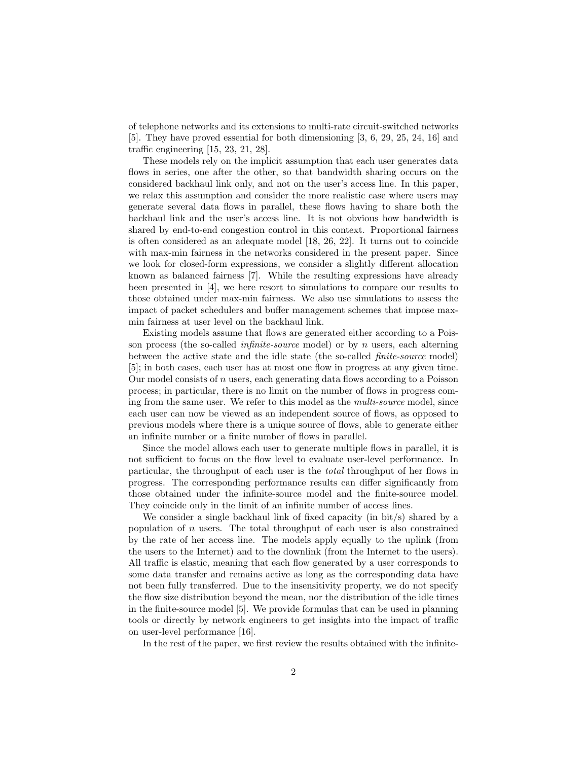of telephone networks and its extensions to multi-rate circuit-switched networks [5]. They have proved essential for both dimensioning [3, 6, 29, 25, 24, 16] and traffic engineering [15, 23, 21, 28].

These models rely on the implicit assumption that each user generates data flows in series, one after the other, so that bandwidth sharing occurs on the considered backhaul link only, and not on the user's access line. In this paper, we relax this assumption and consider the more realistic case where users may generate several data flows in parallel, these flows having to share both the backhaul link and the user's access line. It is not obvious how bandwidth is shared by end-to-end congestion control in this context. Proportional fairness is often considered as an adequate model [18, 26, 22]. It turns out to coincide with max-min fairness in the networks considered in the present paper. Since we look for closed-form expressions, we consider a slightly different allocation known as balanced fairness [7]. While the resulting expressions have already been presented in [4], we here resort to simulations to compare our results to those obtained under max-min fairness. We also use simulations to assess the impact of packet schedulers and buffer management schemes that impose max-min fairness at user level on the backhaul link.

Existing models assume that flows are generated either according to a Poisson process (the so-called *infinite-source* model) or by $n$ users, each alternating between the active state and the idle state (the so-called *finite-source* model) [5]; in both cases, each user has at most one flow in progress at any given time. Our model consists of $n$ users, each generating data flows according to a Poisson process; in particular, there is no limit on the number of flows in progress coming from the same user. We refer to this model as the *multi-source* model, since each user can now be viewed as an independent source of flows, as opposed to previous models where there is a unique source of flows, able to generate either an infinite number or a finite number of flows in parallel.

Since the model allows each user to generate multiple flows in parallel, it is not sufficient to focus on the flow level to evaluate user-level performance. In particular, the throughput of each user is the *total* throughput of her flows in progress. The corresponding performance results can differ significantly from those obtained under the infinite-source model and the finite-source model. They coincide only in the limit of an infinite number of access lines.

We consider a single backhaul link of fixed capacity (in bit/s) shared by a population of $n$ users. The total throughput of each user is also constrained by the rate of her access line. The models apply equally to the uplink (from the users to the Internet) and to the downlink (from the Internet to the users). All traffic is elastic, meaning that each flow generated by a user corresponds to some data transfer and remains active as long as the corresponding data have not been fully transferred. Due to the insensitivity property, we do not specify the flow size distribution beyond the mean, nor the distribution of the idle times in the finite-source model [5]. We provide formulas that can be used in planning tools or directly by network engineers to get insights into the impact of traffic on user-level performance [16].

In the rest of the paper, we first review the results obtained with the infinite-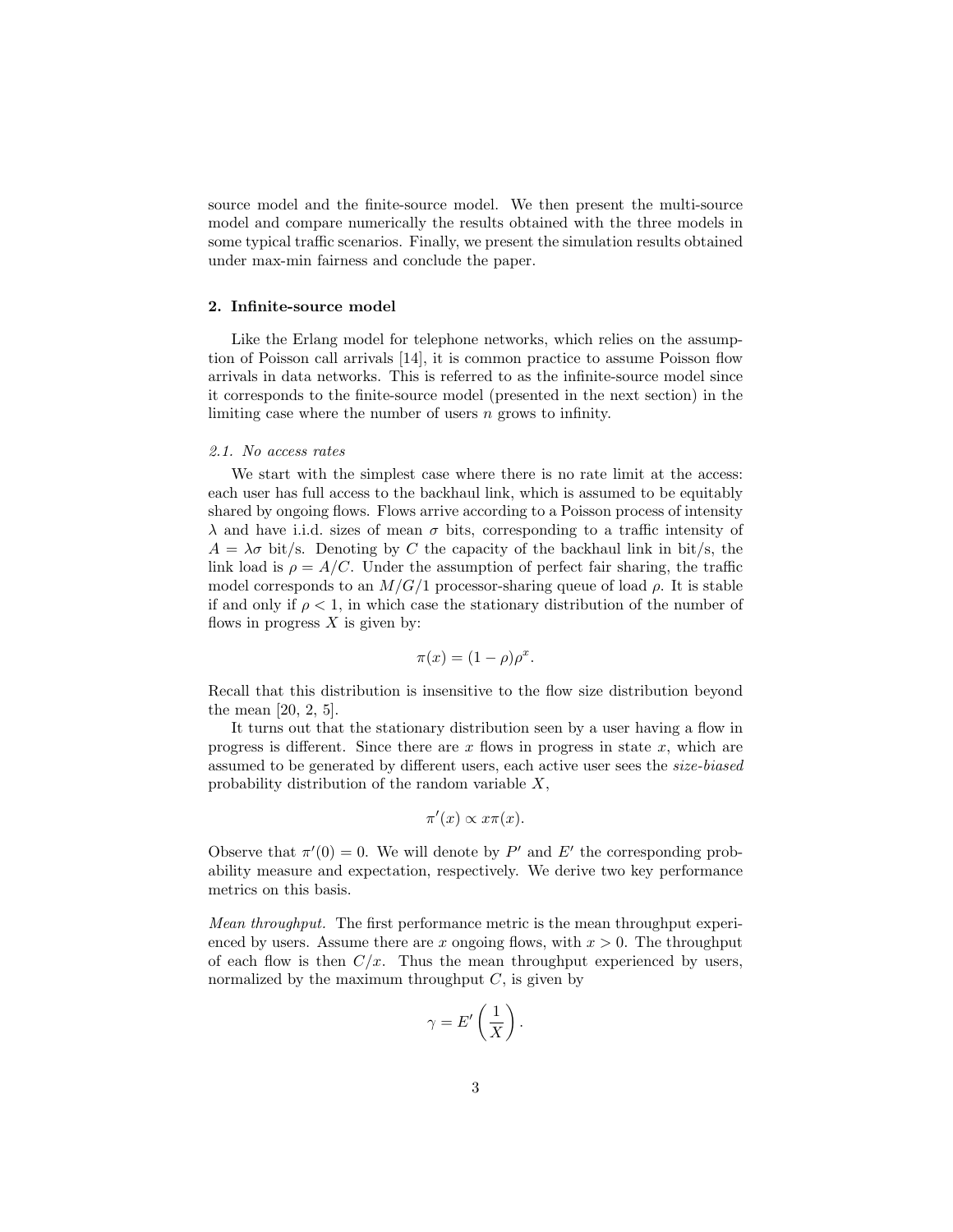source model and the finite-source model. We then present the multi-source model and compare numerically the results obtained with the three models in some typical traffic scenarios. Finally, we present the simulation results obtained under max-min fairness and conclude the paper.

## 2. Infinite-source model

Like the Erlang model for telephone networks, which relies on the assumption of Poisson call arrivals [14], it is common practice to assume Poisson flow arrivals in data networks. This is referred to as the infinite-source model since it corresponds to the finite-source model (presented in the next section) in the limiting case where the number of users $n$ grows to infinity.

### *2.1. No access rates*

We start with the simplest case where there is no rate limit at the access: each user has full access to the backhaul link, which is assumed to be equitably shared by ongoing flows. Flows arrive according to a Poisson process of intensity $\lambda$ and have i.i.d. sizes of mean $\sigma$ bits, corresponding to a traffic intensity of $A = \lambda\sigma$ bit/s. Denoting by $C$ the capacity of the backhaul link in bit/s, the link load is $\rho = A/C$. Under the assumption of perfect fair sharing, the traffic model corresponds to an $M/G/1$ processor-sharing queue of load $\rho$. It is stable if and only if $\rho < 1$, in which case the stationary distribution of the number of flows in progress $X$ is given by:

$$\pi(x) = (1-\rho)\rho^x.$$

Recall that this distribution is insensitive to the flow size distribution beyond the mean [20, 2, 5].

It turns out that the stationary distribution seen by a user having a flow in progress is different. Since there are $x$ flows in progress in state $x$, which are assumed to be generated by different users, each active user sees the *size-biased* probability distribution of the random variable $X$,

$$\pi'(x) \propto x\pi(x).$$

Observe that $\pi'(0) = 0$. We will denote by $P'$ and $E'$ the corresponding probability measure and expectation, respectively. We derive two key performance metrics on this basis.

*Mean throughput.* The first performance metric is the mean throughput experienced by users. Assume there are $x$ ongoing flows, with $x > 0$. The throughput of each flow is then $C/x$. Thus the mean throughput experienced by users, normalized by the maximum throughput $C$, is given by

$$\gamma = E'\left(\frac{1}{X}\right).$$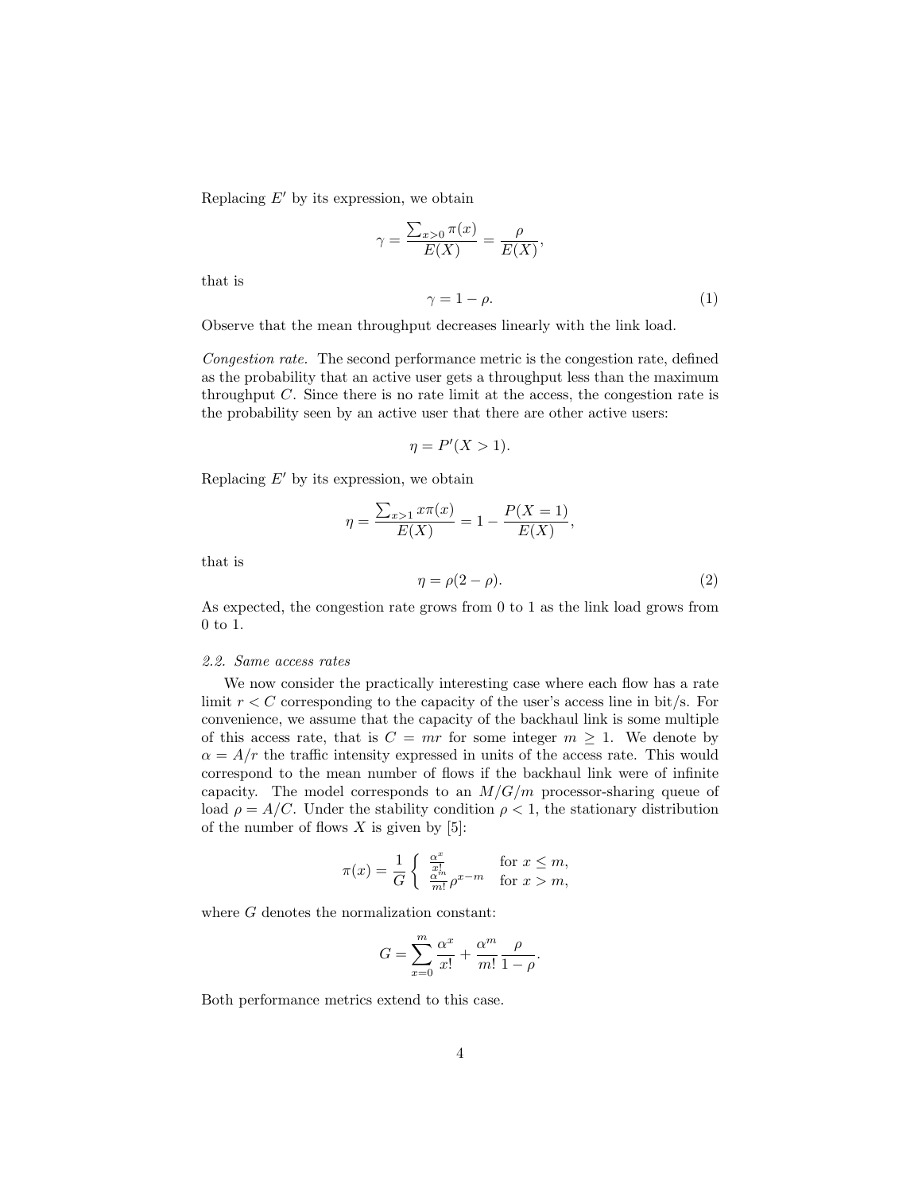Replacing $E'$ by its expression, we obtain

$$\gamma = \frac{\sum_{x>0} \pi(x)}{E(X)} = \frac{\rho}{E(X)},$$

that is

$$\gamma = 1 - \rho. \tag{1}$$

Observe that the mean throughput decreases linearly with the link load.

*Congestion rate.* The second performance metric is the congestion rate, defined as the probability that an active user gets a throughput less than the maximum throughput $C$. Since there is no rate limit at the access, the congestion rate is the probability seen by an active user that there are other active users:

$$\eta = P'(X > 1).$$

Replacing $E'$ by its expression, we obtain

$$\eta = \frac{\sum_{x>1} x\pi(x)}{E(X)} = 1 - \frac{P(X = 1)}{E(X)},$$

that is

$$\eta = \rho(2 - \rho). \tag{2}$$

As expected, the congestion rate grows from 0 to 1 as the link load grows from 0 to 1.

### *2.2. Same access rates*

We now consider the practically interesting case where each flow has a rate limit $r < C$ corresponding to the capacity of the user's access line in bit/s. For convenience, we assume that the capacity of the backhaul link is some multiple of this access rate, that is $C = mr$ for some integer $m \geq 1$. We denote by $\alpha = A/r$ the traffic intensity expressed in units of the access rate. This would correspond to the mean number of flows if the backhaul link were of infinite capacity. The model corresponds to an $M/G/m$ processor-sharing queue of load $\rho = A/C$. Under the stability condition $\rho < 1$, the stationary distribution of the number of flows $X$ is given by [5]:

$$\pi(x) = \frac{1}{G} \begin{cases} \frac{\alpha^x}{x!} & \text{for } x \leq m, \\ \frac{\alpha^m}{m!} \rho^{x-m} & \text{for } x > m, \end{cases}$$

where $G$ denotes the normalization constant:

$$G = \sum_{x=0}^{m} \frac{\alpha^x}{x!} + \frac{\alpha^m}{m!} \frac{\rho}{1-\rho}.$$

Both performance metrics extend to this case.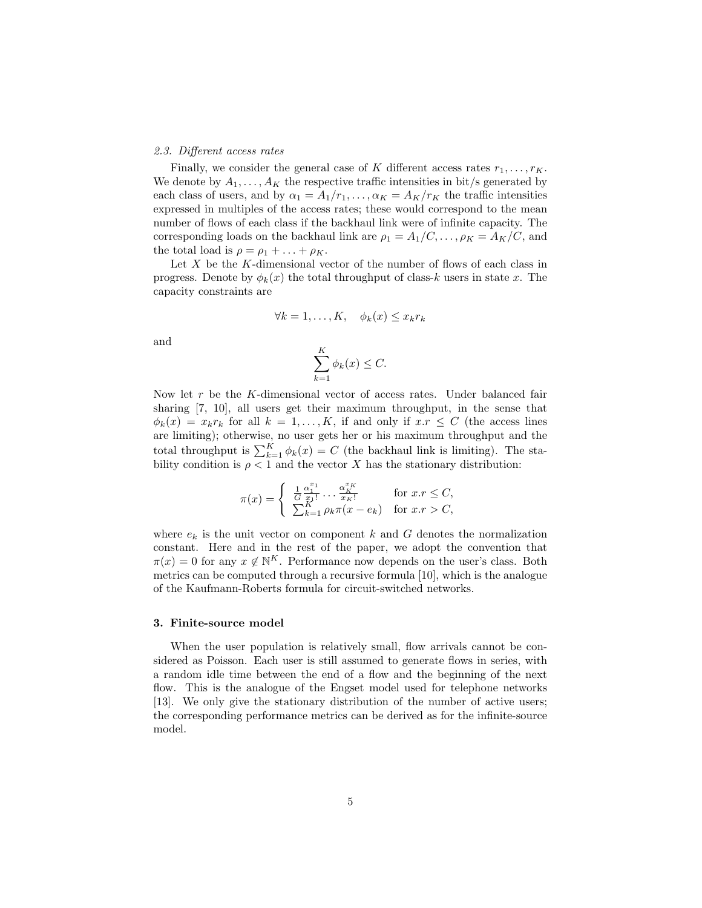### *2.3. Different access rates*

Finally, we consider the general case of $K$ different access rates $r_1, \ldots, r_K$. We denote by $A_1, \ldots, A_K$ the respective traffic intensities in bit/s generated by each class of users, and by $\alpha_1 = A_1/r_1, \ldots, \alpha_K = A_K/r_K$ the traffic intensities expressed in multiples of the access rates; these would correspond to the mean number of flows of each class if the backhaul link were of infinite capacity. The corresponding loads on the backhaul link are $\rho_1 = A_1/C, \ldots, \rho_K = A_K/C$, and the total load is $\rho = \rho_1 + \ldots + \rho_K$.

Let $X$ be the $K$-dimensional vector of the number of flows of each class in progress. Denote by $\phi_k(x)$ the total throughput of class-$k$ users in state $x$. The capacity constraints are

$$\forall k = 1, \ldots, K, \quad \phi_k(x) \leq x_k r_k$$

and

$$\sum_{k=1}^{K} \phi_k(x) \leq C.$$

Now let $r$ be the $K$-dimensional vector of access rates. Under balanced fair sharing [7, 10], all users get their maximum throughput, in the sense that $\phi_k(x) = x_k r_k$ for all $k = 1, \ldots, K$, if and only if $x.r \leq C$ (the access lines are limiting); otherwise, no user gets her or his maximum throughput and the total throughput is $\sum_{k=1}^{K} \phi_k(x) = C$ (the backhaul link is limiting). The stability condition is $\rho < 1$ and the vector $X$ has the stationary distribution:

$$\pi(x) = \begin{cases} \frac{1}{G} \frac{\alpha_1^{x_1}}{x_1!} \cdots \frac{\alpha_K^{x_K}}{x_K!} & \text{for } x.r \leq C, \\ \sum_{k=1}^{K} \rho_k \pi(x - e_k) & \text{for } x.r > C, \end{cases}$$

where $e_k$ is the unit vector on component $k$ and $G$ denotes the normalization constant. Here and in the rest of the paper, we adopt the convention that $\pi(x) = 0$ for any $x \notin \mathbb{N}^K$. Performance now depends on the user's class. Both metrics can be computed through a recursive formula [10], which is the analogue of the Kaufmann-Roberts formula for circuit-switched networks.

## 3. Finite-source model

When the user population is relatively small, flow arrivals cannot be considered as Poisson. Each user is still assumed to generate flows in series, with a random idle time between the end of a flow and the beginning of the next flow. This is the analogue of the Engset model used for telephone networks [13]. We only give the stationary distribution of the number of active users; the corresponding performance metrics can be derived as for the infinite-source model.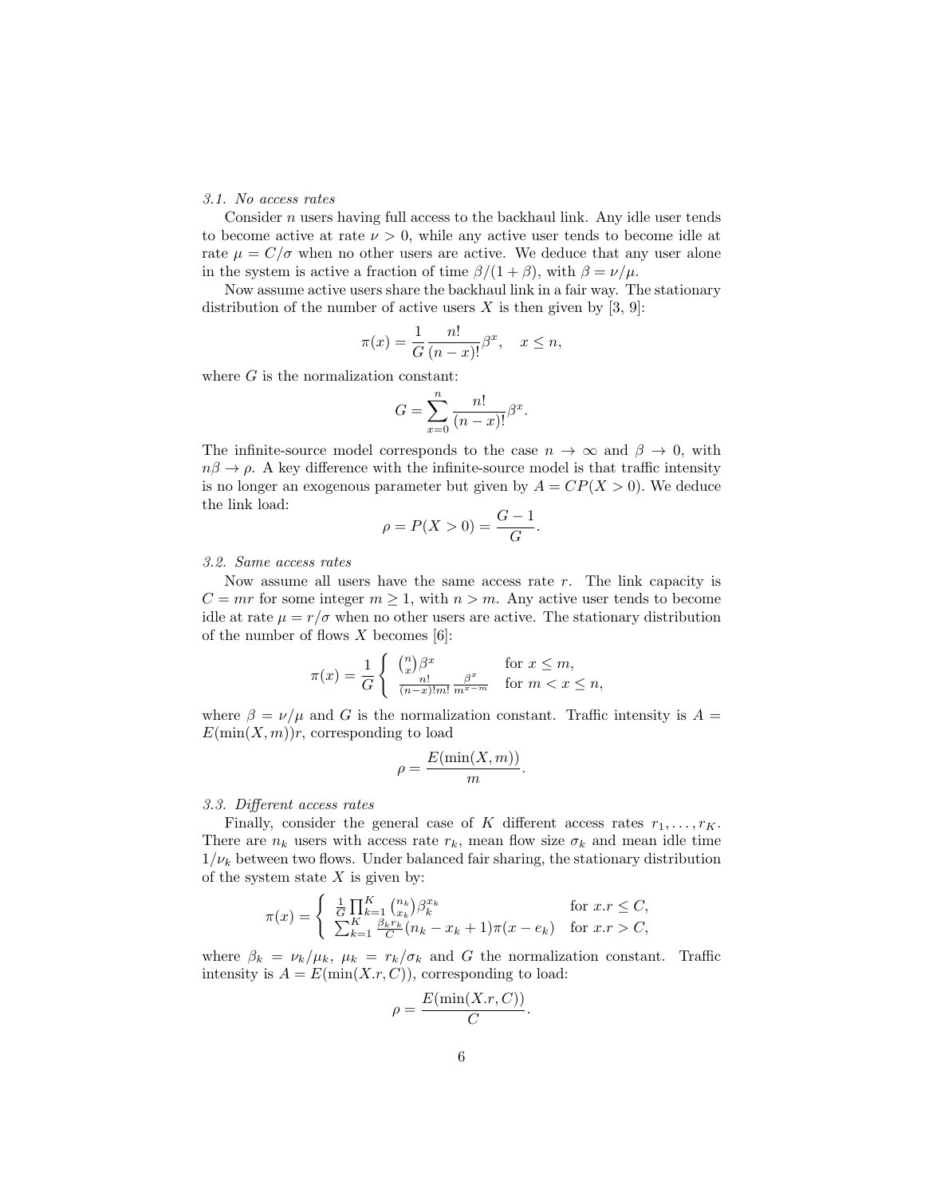### *3.1. No access rates*

Consider $n$ users having full access to the backhaul link. Any idle user tends to become active at rate $\nu > 0$, while any active user tends to become idle at rate $\mu = C/\sigma$ when no other users are active. We deduce that any user alone in the system is active a fraction of time $\beta/(1+\beta)$, with $\beta = \nu/\mu$.

Now assume active users share the backhaul link in a fair way. The stationary distribution of the number of active users $X$ is then given by [3, 9]:

$$\pi(x) = \frac{1}{G}\frac{n!}{(n-x)!}\beta^x, \quad x \leq n,$$

where $G$ is the normalization constant:

$$G = \sum_{x=0}^{n} \frac{n!}{(n-x)!}\beta^x.$$

The infinite-source model corresponds to the case $n \to \infty$ and $\beta \to 0$, with $n\beta \to \rho$. A key difference with the infinite-source model is that traffic intensity is no longer an exogenous parameter but given by $A = CP(X > 0)$. We deduce the link load:

$$\rho = P(X > 0) = \frac{G-1}{G}.$$

### *3.2. Same access rates*

Now assume all users have the same access rate $r$. The link capacity is $C = mr$ for some integer $m \geq 1$, with $n > m$. Any active user tends to become idle at rate $\mu = r/\sigma$ when no other users are active. The stationary distribution of the number of flows $X$ becomes [6]:

$$\pi(x) = \frac{1}{G}\begin{cases} \binom{n}{x}\beta^x & \text{for } x \leq m, \\ \frac{n!}{(n-x)!m!}\frac{\beta^x}{m^{x-m}} & \text{for } m < x \leq n, \end{cases}$$

where $\beta = \nu/\mu$ and $G$ is the normalization constant. Traffic intensity is $A = E(\min(X,m))r$, corresponding to load

$$\rho = \frac{E(\min(X,m))}{m}.$$

### *3.3. Different access rates*

Finally, consider the general case of $K$ different access rates $r_1, \ldots, r_K$. There are $n_k$ users with access rate $r_k$, mean flow size $\sigma_k$ and mean idle time $1/\nu_k$ between two flows. Under balanced fair sharing, the stationary distribution of the system state $X$ is given by:

$$\pi(x) = \begin{cases} \frac{1}{G}\prod_{k=1}^{K}\binom{n_k}{x_k}\beta_k^{x_k} & \text{for } x.r \leq C, \\ \sum_{k=1}^{K}\frac{\beta_k r_k}{C}(n_k - x_k + 1)\pi(x - e_k) & \text{for } x.r > C, \end{cases}$$

where $\beta_k = \nu_k/\mu_k$, $\mu_k = r_k/\sigma_k$ and $G$ the normalization constant. Traffic intensity is $A = E(\min(X.r, C))$, corresponding to load:

$$\rho = \frac{E(\min(X.r, C))}{C}.$$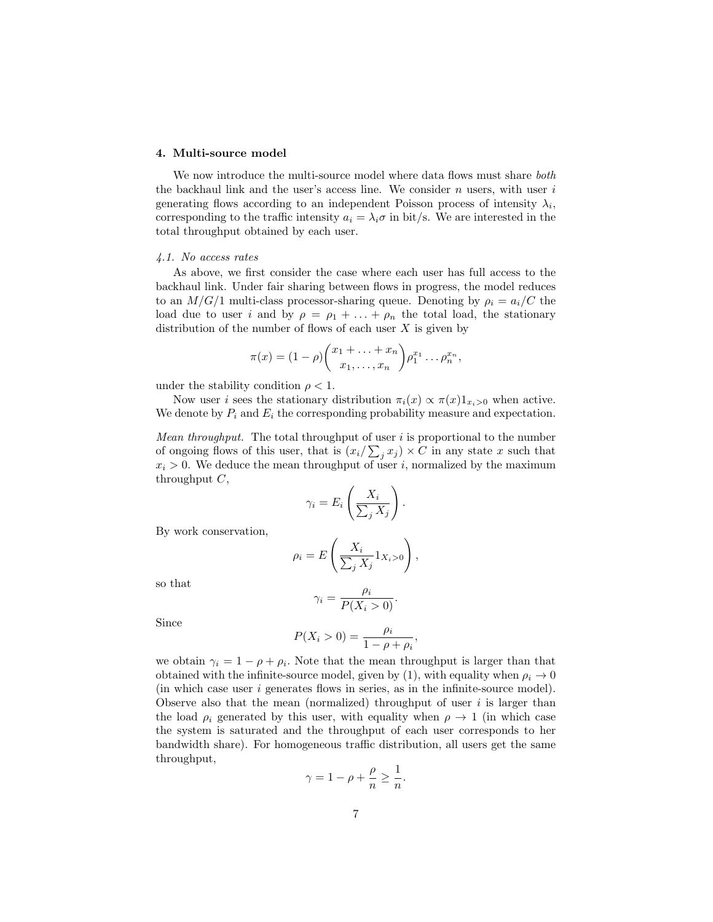## 4. Multi-source model

We now introduce the multi-source model where data flows must share *both* the backhaul link and the user's access line. We consider $n$ users, with user $i$ generating flows according to an independent Poisson process of intensity $\lambda_i$, corresponding to the traffic intensity $a_i = \lambda_i \sigma$ in bit/s. We are interested in the total throughput obtained by each user.

### *4.1. No access rates*

As above, we first consider the case where each user has full access to the backhaul link. Under fair sharing between flows in progress, the model reduces to an $M/G/1$ multi-class processor-sharing queue. Denoting by $\rho_i = a_i/C$ the load due to user $i$ and by $\rho = \rho_1 + \ldots + \rho_n$ the total load, the stationary distribution of the number of flows of each user $X$ is given by

$$\pi(x) = (1-\rho)\binom{x_1 + \ldots + x_n}{x_1, \ldots, x_n}\rho_1^{x_1}\ldots\rho_n^{x_n},$$

under the stability condition $\rho < 1$.

Now user $i$ sees the stationary distribution $\pi_i(x) \propto \pi(x)1_{x_i>0}$ when active. We denote by $P_i$ and $E_i$ the corresponding probability measure and expectation.

*Mean throughput.* The total throughput of user $i$ is proportional to the number of ongoing flows of this user, that is $(x_i/\sum_j x_j) \times C$ in any state $x$ such that $x_i > 0$. We deduce the mean throughput of user $i$, normalized by the maximum throughput $C$,

$$\gamma_i = E_i\left(\frac{X_i}{\sum_j X_j}\right).$$

By work conservation,

$$\rho_i = E\left(\frac{X_i}{\sum_j X_j}1_{X_i>0}\right),$$

so that

$$\gamma_i = \frac{\rho_i}{P(X_i > 0)}.$$

Since

$$P(X_i > 0) = \frac{\rho_i}{1-\rho+\rho_i},$$

we obtain $\gamma_i = 1 - \rho + \rho_i$. Note that the mean throughput is larger than that obtained with the infinite-source model, given by (1), with equality when $\rho_i \to 0$ (in which case user $i$ generates flows in series, as in the infinite-source model). Observe also that the mean (normalized) throughput of user $i$ is larger than the load $\rho_i$ generated by this user, with equality when $\rho \to 1$ (in which case the system is saturated and the throughput of each user corresponds to her bandwidth share). For homogeneous traffic distribution, all users get the same throughput,

$$\gamma = 1 - \rho + \frac{\rho}{n} \geq \frac{1}{n}.$$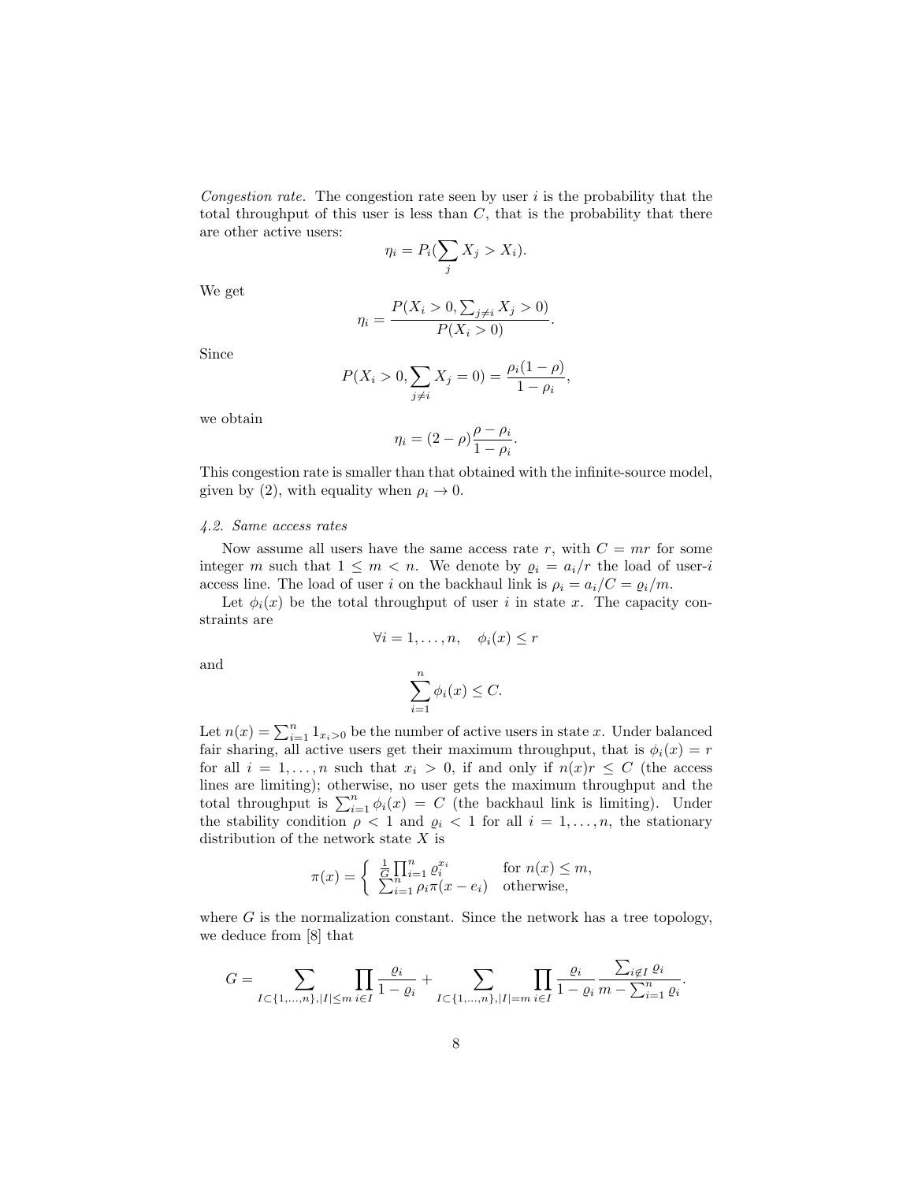*Congestion rate.* The congestion rate seen by user $i$ is the probability that the total throughput of this user is less than $C$, that is the probability that there are other active users:

$$\eta_i = P_i(\sum_j X_j > X_i).$$

We get

$$\eta_i = \frac{P(X_i > 0, \sum_{j \neq i} X_j > 0)}{P(X_i > 0)}.$$

Since

$$P(X_i > 0, \sum_{j \neq i} X_j = 0) = \frac{\rho_i(1-\rho)}{1-\rho_i},$$

we obtain

$$\eta_i = (2-\rho)\frac{\rho - \rho_i}{1-\rho_i}.$$

This congestion rate is smaller than that obtained with the infinite-source model, given by (2), with equality when $\rho_i \to 0$.

### *4.2. Same access rates*

Now assume all users have the same access rate $r$, with $C = mr$ for some integer $m$ such that $1 \leq m < n$. We denote by $\varrho_i = a_i/r$ the load of user-$i$ access line. The load of user $i$ on the backhaul link is $\rho_i = a_i/C = \varrho_i/m$.

Let $\phi_i(x)$ be the total throughput of user $i$ in state $x$. The capacity constraints are

$$\forall i = 1, \dots, n, \quad \phi_i(x) \leq r$$

and

$$\sum_{i=1}^n \phi_i(x) \leq C.$$

Let $n(x) = \sum_{i=1}^n 1_{x_i > 0}$ be the number of active users in state $x$. Under balanced fair sharing, all active users get their maximum throughput, that is $\phi_i(x) = r$ for all $i = 1, \dots, n$ such that $x_i > 0$, if and only if $n(x)r \leq C$ (the access lines are limiting); otherwise, no user gets the maximum throughput and the total throughput is $\sum_{i=1}^n \phi_i(x) = C$ (the backhaul link is limiting). Under the stability condition $\rho < 1$ and $\varrho_i < 1$ for all $i = 1, \dots, n$, the stationary distribution of the network state $X$ is

$$\pi(x) = \begin{cases} \frac{1}{G}\prod_{i=1}^n \varrho_i^{x_i} & \text{for } n(x) \leq m, \\ \sum_{i=1}^n \rho_i \pi(x - e_i) & \text{otherwise,} \end{cases}$$

where $G$ is the normalization constant. Since the network has a tree topology, we deduce from [8] that

$$G = \sum_{I \subset \{1,\dots,n\}, |I| \leq m} \prod_{i \in I} \frac{\varrho_i}{1-\varrho_i} + \sum_{I \subset \{1,\dots,n\}, |I| = m} \prod_{i \in I} \frac{\varrho_i}{1-\varrho_i} \frac{\sum_{i \notin I} \varrho_i}{m - \sum_{i=1}^n \varrho_i}.$$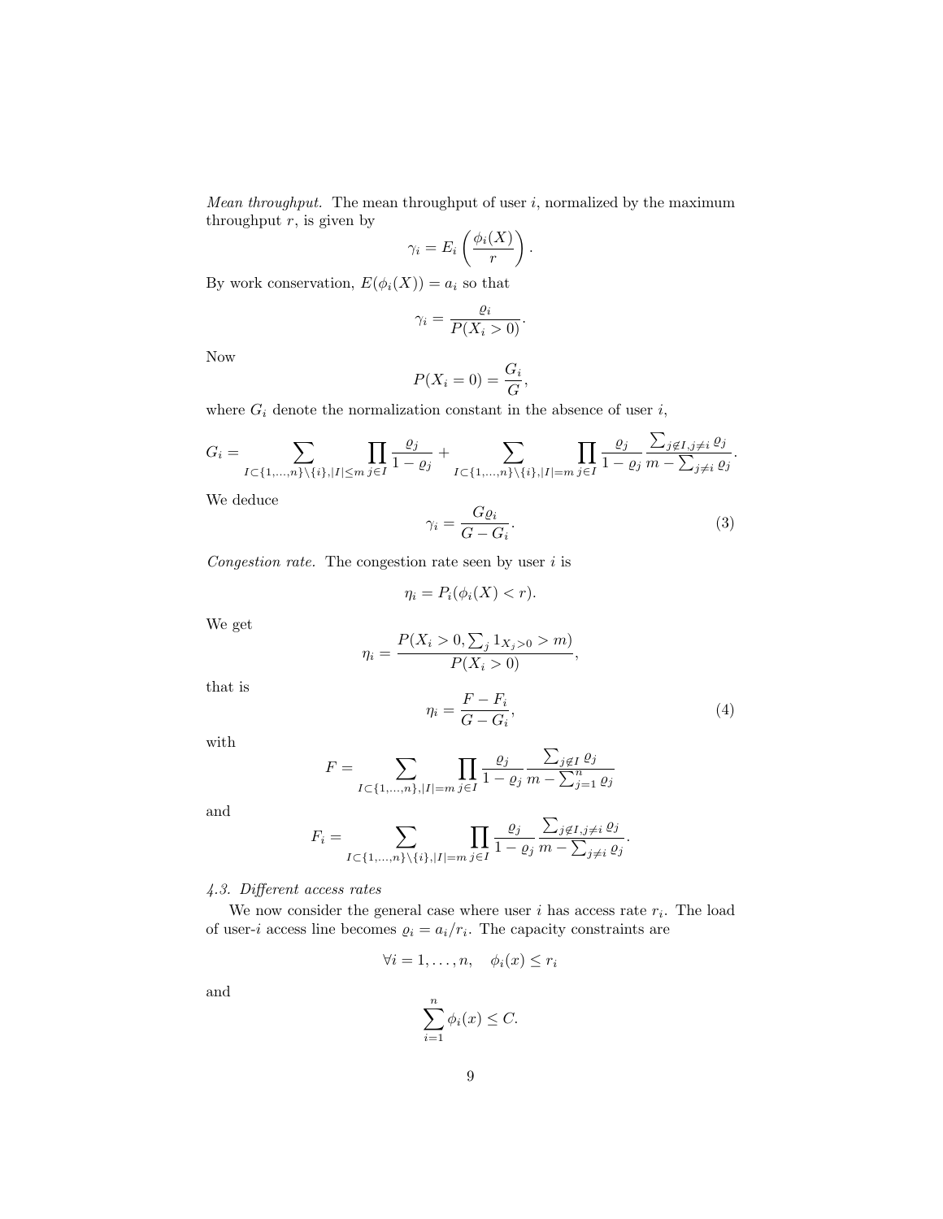*Mean throughput.* The mean throughput of user $i$, normalized by the maximum throughput $r$, is given by

$$\gamma_i = E_i\left(\frac{\phi_i(X)}{r}\right).$$

By work conservation, $E(\phi_i(X)) = a_i$ so that

$$\gamma_i = \frac{\varrho_i}{P(X_i > 0)}.$$

Now

$$P(X_i = 0) = \frac{G_i}{G},$$

where $G_i$ denote the normalization constant in the absence of user $i$,

$$G_i = \sum_{I\subset\{1,\ldots,n\}\setminus\{i\},|I|\le m}\prod_{j\in I}\frac{\varrho_j}{1-\varrho_j} + \sum_{I\subset\{1,\ldots,n\}\setminus\{i\},|I|=m}\prod_{j\in I}\frac{\varrho_j}{1-\varrho_j}\frac{\sum_{j\notin I,j\neq i}\varrho_j}{m-\sum_{j\neq i}\varrho_j}.$$

We deduce

$$\gamma_i = \frac{G\varrho_i}{G-G_i}. \tag{3}$$

*Congestion rate.* The congestion rate seen by user $i$ is

$$\eta_i = P_i(\phi_i(X) < r).$$

We get

$$\eta_i = \frac{P(X_i > 0, \sum_j 1_{X_j>0} > m)}{P(X_i > 0)},$$

that is

$$\eta_i = \frac{F-F_i}{G-G_i}, \tag{4}$$

with

$$F = \sum_{I\subset\{1,\ldots,n\},|I|=m}\prod_{j\in I}\frac{\varrho_j}{1-\varrho_j}\frac{\sum_{j\notin I}\varrho_j}{m-\sum_{j=1}^n\varrho_j}$$

and

$$F_i = \sum_{I\subset\{1,\ldots,n\}\setminus\{i\},|I|=m}\prod_{j\in I}\frac{\varrho_j}{1-\varrho_j}\frac{\sum_{j\notin I,j\neq i}\varrho_j}{m-\sum_{j\neq i}\varrho_j}.$$

### *4.3. Different access rates*

We now consider the general case where user $i$ has access rate $r_i$. The load of user-$i$ access line becomes $\varrho_i = a_i/r_i$. The capacity constraints are

$$\forall i = 1,\ldots,n, \quad \phi_i(x) \le r_i$$

and

$$\sum_{i=1}^n \phi_i(x) \le C.$$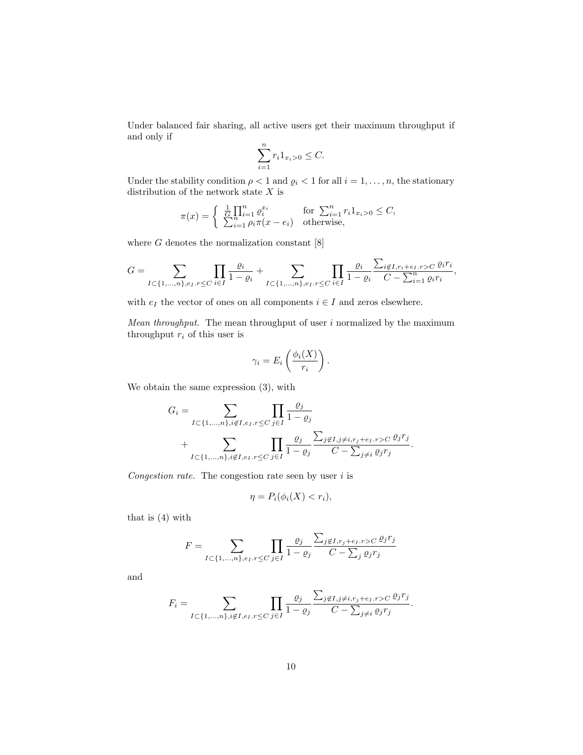Under balanced fair sharing, all active users get their maximum throughput if and only if

$$\sum_{i=1}^{n} r_i 1_{x_i>0} \leq C.$$

Under the stability condition $\rho < 1$ and $\varrho_i < 1$ for all $i = 1, \ldots, n$, the stationary distribution of the network state $X$ is

$$\pi(x) = \begin{cases} \frac{1}{G} \prod_{i=1}^{n} \varrho_i^{x_i} & \text{for } \sum_{i=1}^{n} r_i 1_{x_i>0} \leq C, \\ \sum_{i=1}^{n} \rho_i \pi(x - e_i) & \text{otherwise,} \end{cases}$$

where $G$ denotes the normalization constant [8]

$$G = \sum_{I \subset \{1,\ldots,n\}, e_I.r \leq C} \prod_{i \in I} \frac{\varrho_i}{1-\varrho_i} + \sum_{I \subset \{1,\ldots,n\}, e_I.r \leq C} \prod_{i \in I} \frac{\varrho_i}{1-\varrho_i} \frac{\sum_{i \notin I, r_i + e_I.r > C} \varrho_i r_i}{C - \sum_{i=1}^{n} \varrho_i r_i},$$

with $e_I$ the vector of ones on all components $i \in I$ and zeros elsewhere.

*Mean throughput.* The mean throughput of user $i$ normalized by the maximum throughput $r_i$ of this user is

$$\gamma_i = E_i \left( \frac{\phi_i(X)}{r_i} \right).$$

We obtain the same expression (3), with

$$G_i = \sum_{I \subset \{1,\ldots,n\}, i \notin I, e_I.r \leq C} \prod_{j \in I} \frac{\varrho_j}{1-\varrho_j} + \sum_{I \subset \{1,\ldots,n\}, i \notin I, e_I.r \leq C} \prod_{j \in I} \frac{\varrho_j}{1-\varrho_j} \frac{\sum_{j \notin I, j \neq i, r_j + e_I.r > C} \varrho_j r_j}{C - \sum_{j \neq i} \varrho_j r_j}.$$

*Congestion rate.* The congestion rate seen by user $i$ is

$$\eta = P_i(\phi_i(X) < r_i),$$

that is (4) with

$$F = \sum_{I \subset \{1,\ldots,n\}, e_I.r \leq C} \prod_{j \in I} \frac{\varrho_j}{1-\varrho_j} \frac{\sum_{j \notin I, r_j + e_I.r > C} \varrho_j r_j}{C - \sum_j \varrho_j r_j}$$

and

$$F_i = \sum_{I \subset \{1,\ldots,n\}, i \notin I, e_I.r \leq C} \prod_{j \in I} \frac{\varrho_j}{1-\varrho_j} \frac{\sum_{j \notin I, j \neq i, r_j + e_I.r > C} \varrho_j r_j}{C - \sum_{j \neq i} \varrho_j r_j}.$$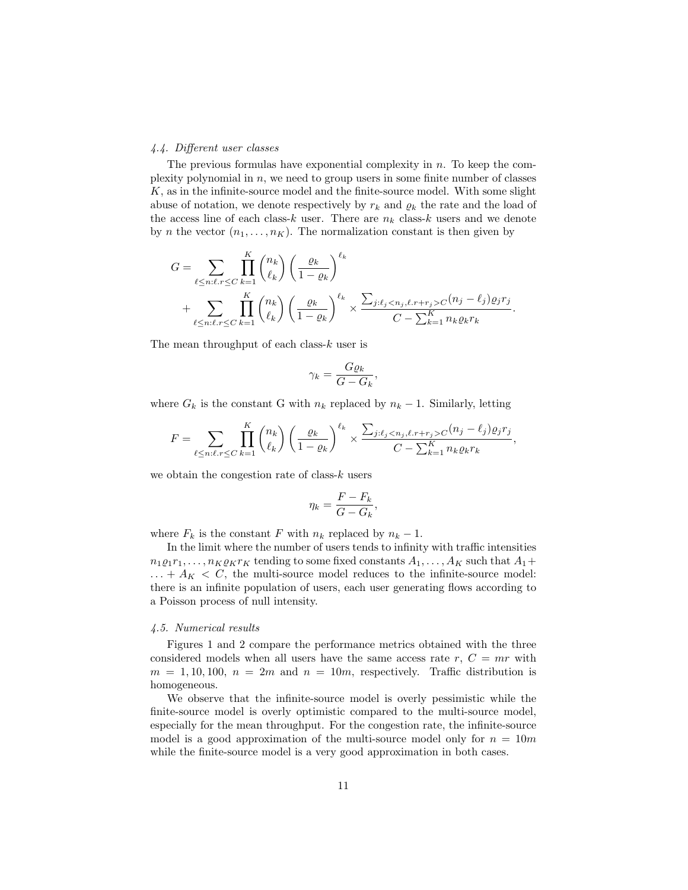### 4.4. Different user classes

The previous formulas have exponential complexity in $n$. To keep the complexity polynomial in $n$, we need to group users in some finite number of classes $K$, as in the infinite-source model and the finite-source model. With some slight abuse of notation, we denote respectively by $r_k$ and $\varrho_k$ the rate and the load of the access line of each class-$k$ user. There are $n_k$ class-$k$ users and we denote by $n$ the vector $(n_1, \ldots, n_K)$. The normalization constant is then given by

$$
\begin{aligned}
G = &\sum_{\ell \leq n : \ell . r \leq C} \prod_{k=1}^{K} \binom{n_k}{\ell_k} \left( \frac{\varrho_k}{1 - \varrho_k} \right)^{\ell_k} \\
&+ \sum_{\ell \leq n : \ell . r \leq C} \prod_{k=1}^{K} \binom{n_k}{\ell_k} \left( \frac{\varrho_k}{1 - \varrho_k} \right)^{\ell_k} \times \frac{\sum_{j : \ell_j < n_j, \ell . r + r_j > C} (n_j - \ell_j) \varrho_j r_j}{C - \sum_{k=1}^{K} n_k \varrho_k r_k}.
\end{aligned}
$$

The mean throughput of each class-$k$ user is

$$
\gamma_k = \frac{G \varrho_k}{G - G_k},
$$

where $G_k$ is the constant G with $n_k$ replaced by $n_k - 1$. Similarly, letting

$$
F = \sum_{\ell \leq n : \ell . r \leq C} \prod_{k=1}^{K} \binom{n_k}{\ell_k} \left( \frac{\varrho_k}{1 - \varrho_k} \right)^{\ell_k} \times \frac{\sum_{j : \ell_j < n_j, \ell . r + r_j > C} (n_j - \ell_j) \varrho_j r_j}{C - \sum_{k=1}^{K} n_k \varrho_k r_k},
$$

we obtain the congestion rate of class-$k$ users

$$
\eta_k = \frac{F - F_k}{G - G_k},
$$

where $F_k$ is the constant $F$ with $n_k$ replaced by $n_k - 1$.

In the limit where the number of users tends to infinity with traffic intensities $n_1 \varrho_1 r_1, \ldots, n_K \varrho_K r_K$ tending to some fixed constants $A_1, \ldots, A_K$ such that $A_1 + \ldots + A_K < C$, the multi-source model reduces to the infinite-source model: there is an infinite population of users, each user generating flows according to a Poisson process of null intensity.

### 4.5. Numerical results

Figures 1 and 2 compare the performance metrics obtained with the three considered models when all users have the same access rate $r$, $C = mr$ with $m = 1, 10, 100$, $n = 2m$ and $n = 10m$, respectively. Traffic distribution is homogeneous.

We observe that the infinite-source model is overly pessimistic while the finite-source model is overly optimistic compared to the multi-source model, especially for the mean throughput. For the congestion rate, the infinite-source model is a good approximation of the multi-source model only for $n = 10m$ while the finite-source model is a very good approximation in both cases.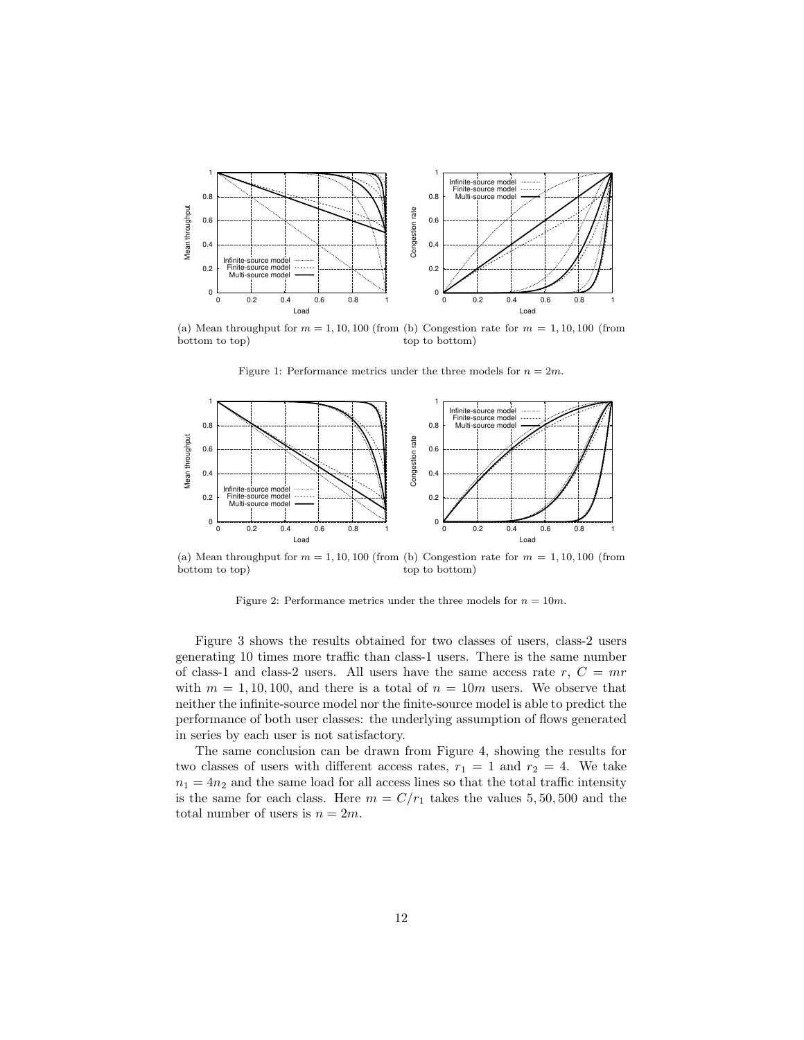(a) Mean throughput for $m = 1, 10, 100$ (from bottom to top)

(b) Congestion rate for $m = 1, 10, 100$ (from top to bottom)

Figure 1: Performance metrics under the three models for $n = 2m$.

(a) Mean throughput for $m = 1, 10, 100$ (from bottom to top)

(b) Congestion rate for $m = 1, 10, 100$ (from top to bottom)

Figure 2: Performance metrics under the three models for $n = 10m$.

Figure 3 shows the results obtained for two classes of users, class-2 users generating 10 times more traffic than class-1 users. There is the same number of class-1 and class-2 users. All users have the same access rate $r$, $C = mr$ with $m = 1, 10, 100$, and there is a total of $n = 10m$ users. We observe that neither the infinite-source model nor the finite-source model is able to predict the performance of both user classes: the underlying assumption of flows generated in series by each user is not satisfactory.

The same conclusion can be drawn from Figure 4, showing the results for two classes of users with different access rates, $r_1 = 1$ and $r_2 = 4$. We take $n_1 = 4n_2$ and the same load for all access lines so that the total traffic intensity is the same for each class. Here $m = C/r_1$ takes the values $5, 50, 500$ and the total number of users is $n = 2m$.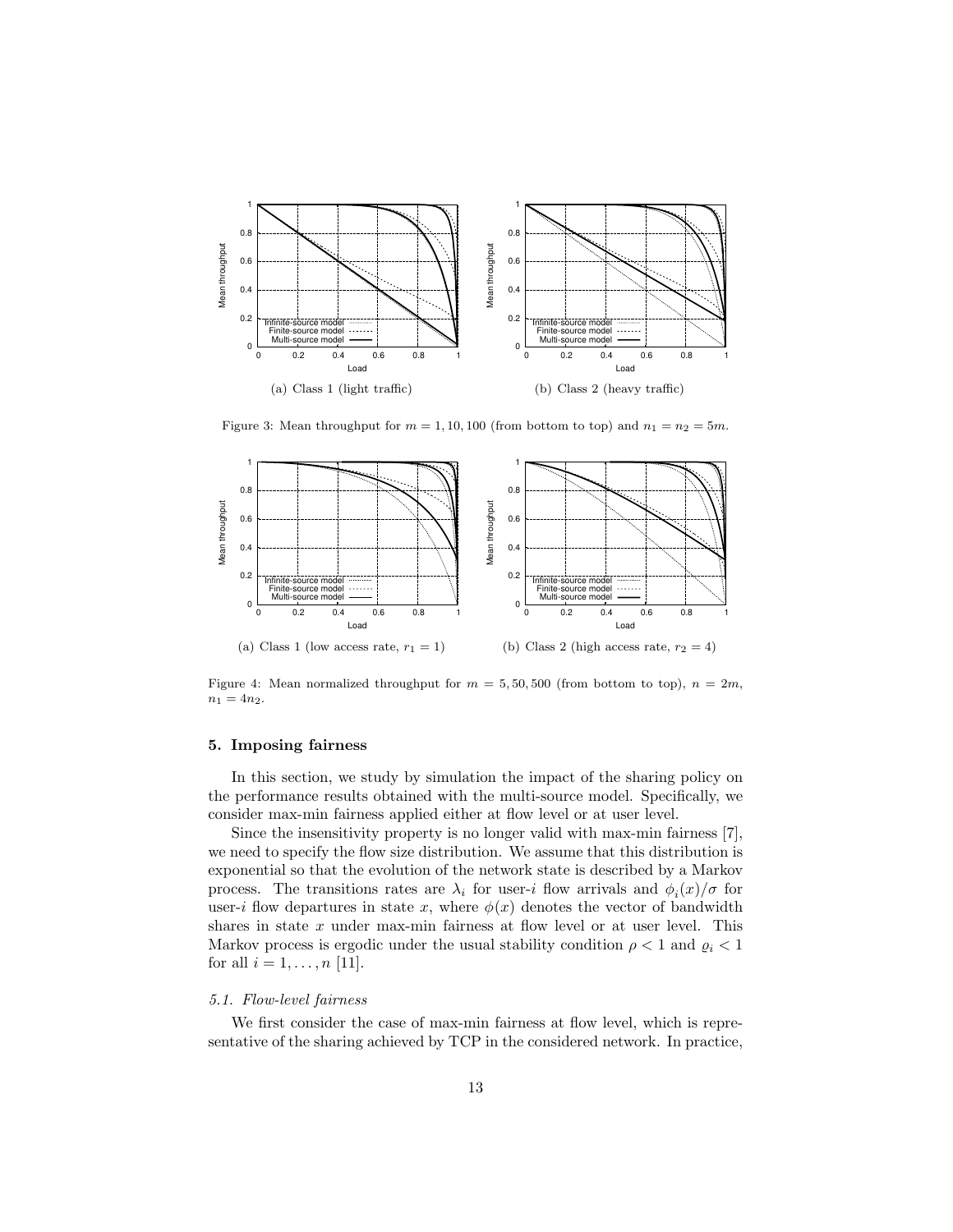(a) Class 1 (light traffic)

(b) Class 2 (heavy traffic)

Figure 3: Mean throughput for $m = 1, 10, 100$ (from bottom to top) and $n_1 = n_2 = 5m$.

(a) Class 1 (low access rate, $r_1 = 1$)

(b) Class 2 (high access rate, $r_2 = 4$)

Figure 4: Mean normalized throughput for $m = 5, 50, 500$ (from bottom to top), $n = 2m$, $n_1 = 4n_2$.

### 5. Imposing fairness

In this section, we study by simulation the impact of the sharing policy on the performance results obtained with the multi-source model. Specifically, we consider max-min fairness applied either at flow level or at user level.

Since the insensitivity property is no longer valid with max-min fairness [7], we need to specify the flow size distribution. We assume that this distribution is exponential so that the evolution of the network state is described by a Markov process. The transitions rates are $\lambda_i$ for user-$i$ flow arrivals and $\phi_i(x)/\sigma$ for user-$i$ flow departures in state $x$, where $\phi(x)$ denotes the vector of bandwidth shares in state $x$ under max-min fairness at flow level or at user level. This Markov process is ergodic under the usual stability condition $\rho < 1$ and $\varrho_i < 1$ for all $i = 1, \ldots, n$ [11].

#### *5.1. Flow-level fairness*

We first consider the case of max-min fairness at flow level, which is representative of the sharing achieved by TCP in the considered network. In practice,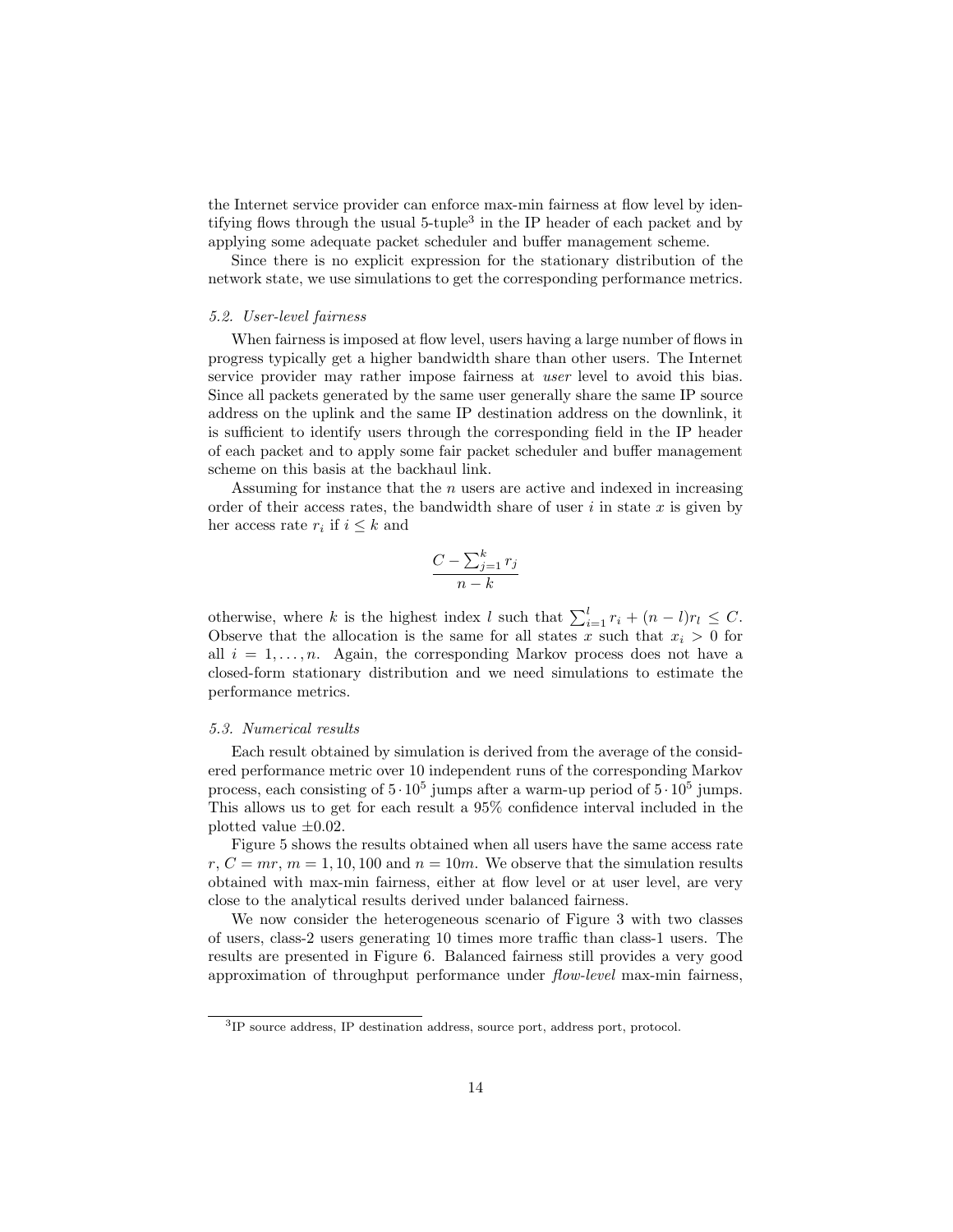the Internet service provider can enforce max-min fairness at flow level by identifying flows through the usual 5-tuple[3] in the IP header of each packet and by applying some adequate packet scheduler and buffer management scheme.

Since there is no explicit expression for the stationary distribution of the network state, we use simulations to get the corresponding performance metrics.

### *5.2. User-level fairness*

When fairness is imposed at flow level, users having a large number of flows in progress typically get a higher bandwidth share than other users. The Internet service provider may rather impose fairness at *user* level to avoid this bias. Since all packets generated by the same user generally share the same IP source address on the uplink and the same IP destination address on the downlink, it is sufficient to identify users through the corresponding field in the IP header of each packet and to apply some fair packet scheduler and buffer management scheme on this basis at the backhaul link.

Assuming for instance that the $n$ users are active and indexed in increasing order of their access rates, the bandwidth share of user $i$ in state $x$ is given by her access rate $r_i$ if $i \leq k$ and

$$\frac{C - \sum_{j=1}^{k} r_j}{n-k}$$

otherwise, where $k$ is the highest index $l$ such that $\sum_{i=1}^{l} r_i + (n-l)r_l \leq C$. Observe that the allocation is the same for all states $x$ such that $x_i > 0$ for all $i = 1, \ldots, n$. Again, the corresponding Markov process does not have a closed-form stationary distribution and we need simulations to estimate the performance metrics.

### *5.3. Numerical results*

Each result obtained by simulation is derived from the average of the considered performance metric over 10 independent runs of the corresponding Markov process, each consisting of $5 \cdot 10^5$ jumps after a warm-up period of $5 \cdot 10^5$ jumps. This allows us to get for each result a 95% confidence interval included in the plotted value $\pm 0.02$.

Figure 5 shows the results obtained when all users have the same access rate $r$, $C = mr$, $m = 1, 10, 100$ and $n = 10m$. We observe that the simulation results obtained with max-min fairness, either at flow level or at user level, are very close to the analytical results derived under balanced fairness.

We now consider the heterogeneous scenario of Figure 3 with two classes of users, class-2 users generating 10 times more traffic than class-1 users. The results are presented in Figure 6. Balanced fairness still provides a very good approximation of throughput performance under *flow-level* max-min fairness,

[3] IP source address, IP destination address, source port, address port, protocol.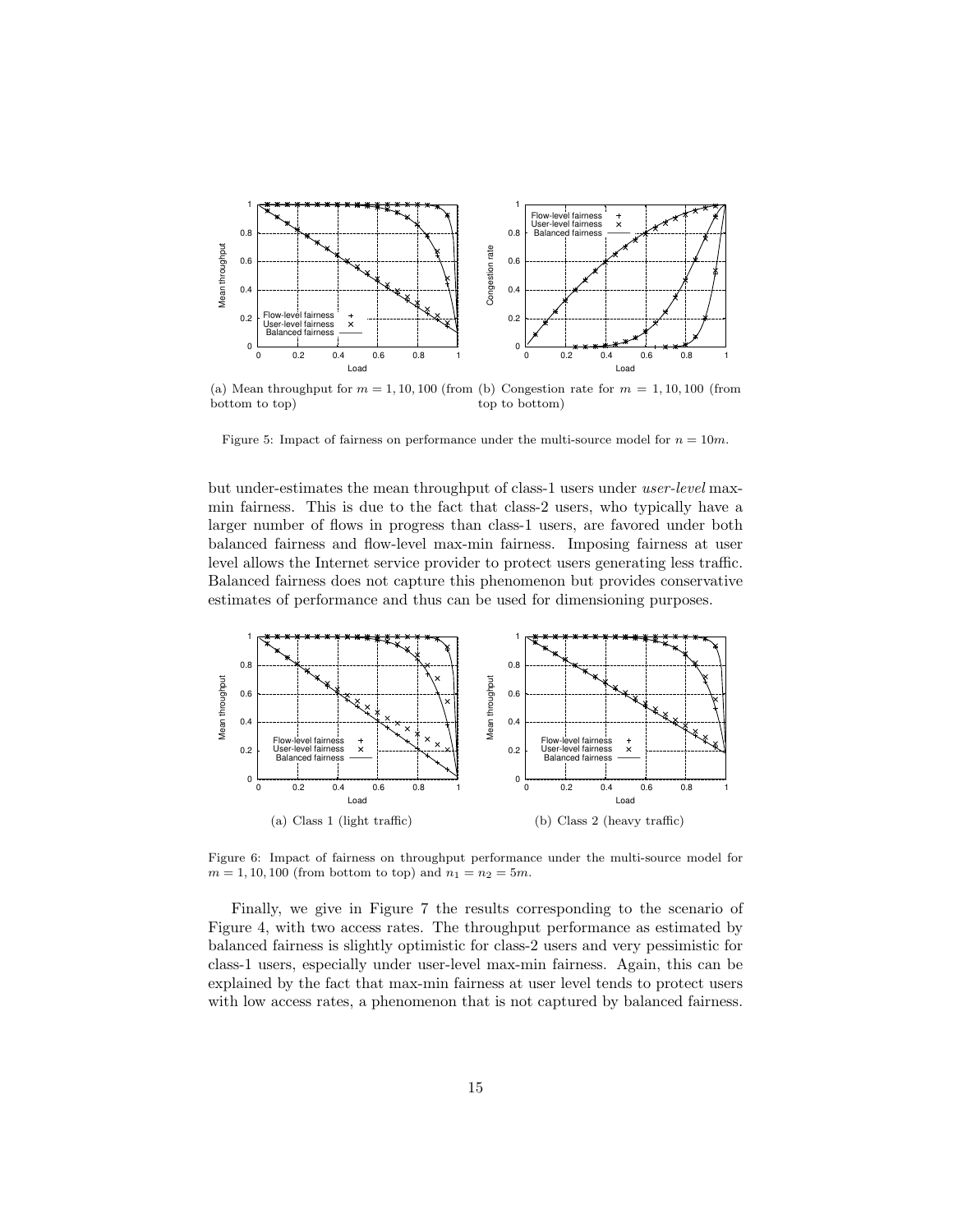(a) Mean throughput for $m = 1, 10, 100$ (from bottom to top)

(b) Congestion rate for $m = 1, 10, 100$ (from top to bottom)

Figure 5: Impact of fairness on performance under the multi-source model for $n = 10m$.

but under-estimates the mean throughput of class-1 users under *user-level* max-min fairness. This is due to the fact that class-2 users, who typically have a larger number of flows in progress than class-1 users, are favored under both balanced fairness and flow-level max-min fairness. Imposing fairness at user level allows the Internet service provider to protect users generating less traffic. Balanced fairness does not capture this phenomenon but provides conservative estimates of performance and thus can be used for dimensioning purposes.

(a) Class 1 (light traffic)

(b) Class 2 (heavy traffic)

Figure 6: Impact of fairness on throughput performance under the multi-source model for $m = 1, 10, 100$ (from bottom to top) and $n_1 = n_2 = 5m$.

Finally, we give in Figure 7 the results corresponding to the scenario of Figure 4, with two access rates. The throughput performance as estimated by balanced fairness is slightly optimistic for class-2 users and very pessimistic for class-1 users, especially under user-level max-min fairness. Again, this can be explained by the fact that max-min fairness at user level tends to protect users with low access rates, a phenomenon that is not captured by balanced fairness.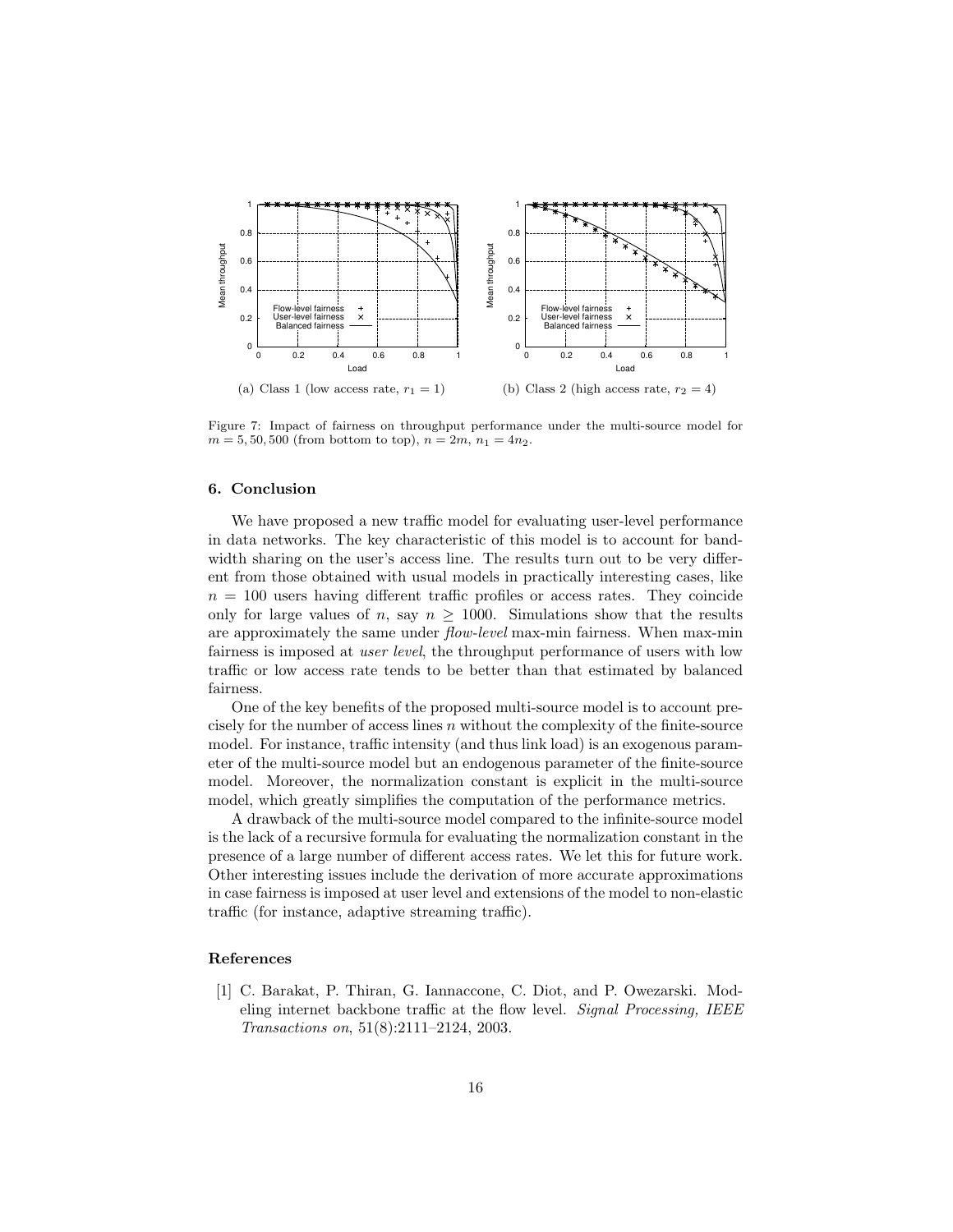1
0.8
0.6
0.4
0.2
0
0 0.2 0.4 0.6 0.8 1
Mean throughput
Load
Flow-level fairness +
User-level fairness ×
Balanced fairness

(a) Class 1 (low access rate, $r_1 = 1$)

1
0.8
0.6
0.4
0.2
0
0 0.2 0.4 0.6 0.8 1
Mean throughput
Load
Flow-level fairness +
User-level fairness ×
Balanced fairness

(b) Class 2 (high access rate, $r_2 = 4$)

Figure 7: Impact of fairness on throughput performance under the multi-source model for $m = 5, 50, 500$ (from bottom to top), $n = 2m$, $n_1 = 4n_2$.

## 6. Conclusion

We have proposed a new traffic model for evaluating user-level performance in data networks. The key characteristic of this model is to account for bandwidth sharing on the user's access line. The results turn out to be very different from those obtained with usual models in practically interesting cases, like $n = 100$ users having different traffic profiles or access rates. They coincide only for large values of $n$, say $n \geq 1000$. Simulations show that the results are approximately the same under *flow-level* max-min fairness. When max-min fairness is imposed at *user level*, the throughput performance of users with low traffic or low access rate tends to be better than that estimated by balanced fairness.

One of the key benefits of the proposed multi-source model is to account precisely for the number of access lines $n$ without the complexity of the finite-source model. For instance, traffic intensity (and thus link load) is an exogenous parameter of the multi-source model but an endogenous parameter of the finite-source model. Moreover, the normalization constant is explicit in the multi-source model, which greatly simplifies the computation of the performance metrics.

A drawback of the multi-source model compared to the infinite-source model is the lack of a recursive formula for evaluating the normalization constant in the presence of a large number of different access rates. We let this for future work. Other interesting issues include the derivation of more accurate approximations in case fairness is imposed at user level and extensions of the model to non-elastic traffic (for instance, adaptive streaming traffic).

## References

[1] C. Barakat, P. Thiran, G. Iannaccone, C. Diot, and P. Owezarski. Modeling internet backbone traffic at the flow level. *Signal Processing, IEEE Transactions on*, 51(8):2111–2124, 2003.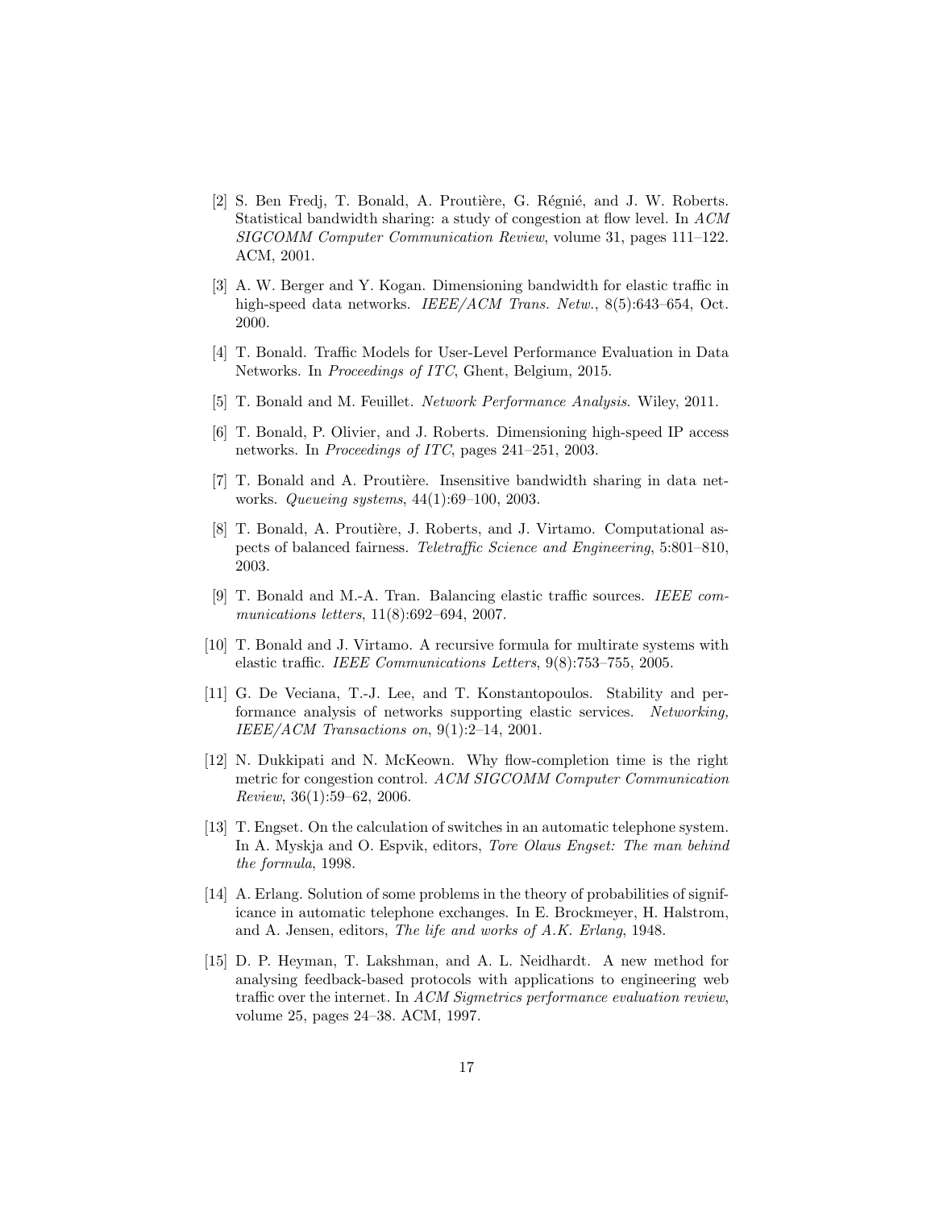[2] S. Ben Fredj, T. Bonald, A. Proutière, G. Régnié, and J. W. Roberts. Statistical bandwidth sharing: a study of congestion at flow level. In *ACM SIGCOMM Computer Communication Review*, volume 31, pages 111–122. ACM, 2001.

[3] A. W. Berger and Y. Kogan. Dimensioning bandwidth for elastic traffic in high-speed data networks. *IEEE/ACM Trans. Netw.*, 8(5):643–654, Oct. 2000.

[4] T. Bonald. Traffic Models for User-Level Performance Evaluation in Data Networks. In *Proceedings of ITC*, Ghent, Belgium, 2015.

[5] T. Bonald and M. Feuillet. *Network Performance Analysis*. Wiley, 2011.

[6] T. Bonald, P. Olivier, and J. Roberts. Dimensioning high-speed IP access networks. In *Proceedings of ITC*, pages 241–251, 2003.

[7] T. Bonald and A. Proutière. Insensitive bandwidth sharing in data networks. *Queueing systems*, 44(1):69–100, 2003.

[8] T. Bonald, A. Proutière, J. Roberts, and J. Virtamo. Computational aspects of balanced fairness. *Teletraffic Science and Engineering*, 5:801–810, 2003.

[9] T. Bonald and M.-A. Tran. Balancing elastic traffic sources. *IEEE communications letters*, 11(8):692–694, 2007.

[10] T. Bonald and J. Virtamo. A recursive formula for multirate systems with elastic traffic. *IEEE Communications Letters*, 9(8):753–755, 2005.

[11] G. De Veciana, T.-J. Lee, and T. Konstantopoulos. Stability and performance analysis of networks supporting elastic services. *Networking, IEEE/ACM Transactions on*, 9(1):2–14, 2001.

[12] N. Dukkipati and N. McKeown. Why flow-completion time is the right metric for congestion control. *ACM SIGCOMM Computer Communication Review*, 36(1):59–62, 2006.

[13] T. Engset. On the calculation of switches in an automatic telephone system. In A. Myskja and O. Espvik, editors, *Tore Olaus Engset: The man behind the formula*, 1998.

[14] A. Erlang. Solution of some problems in the theory of probabilities of significance in automatic telephone exchanges. In E. Brockmeyer, H. Halstrom, and A. Jensen, editors, *The life and works of A.K. Erlang*, 1948.

[15] D. P. Heyman, T. Lakshman, and A. L. Neidhardt. A new method for analysing feedback-based protocols with applications to engineering web traffic over the internet. In *ACM Sigmetrics performance evaluation review*, volume 25, pages 24–38. ACM, 1997.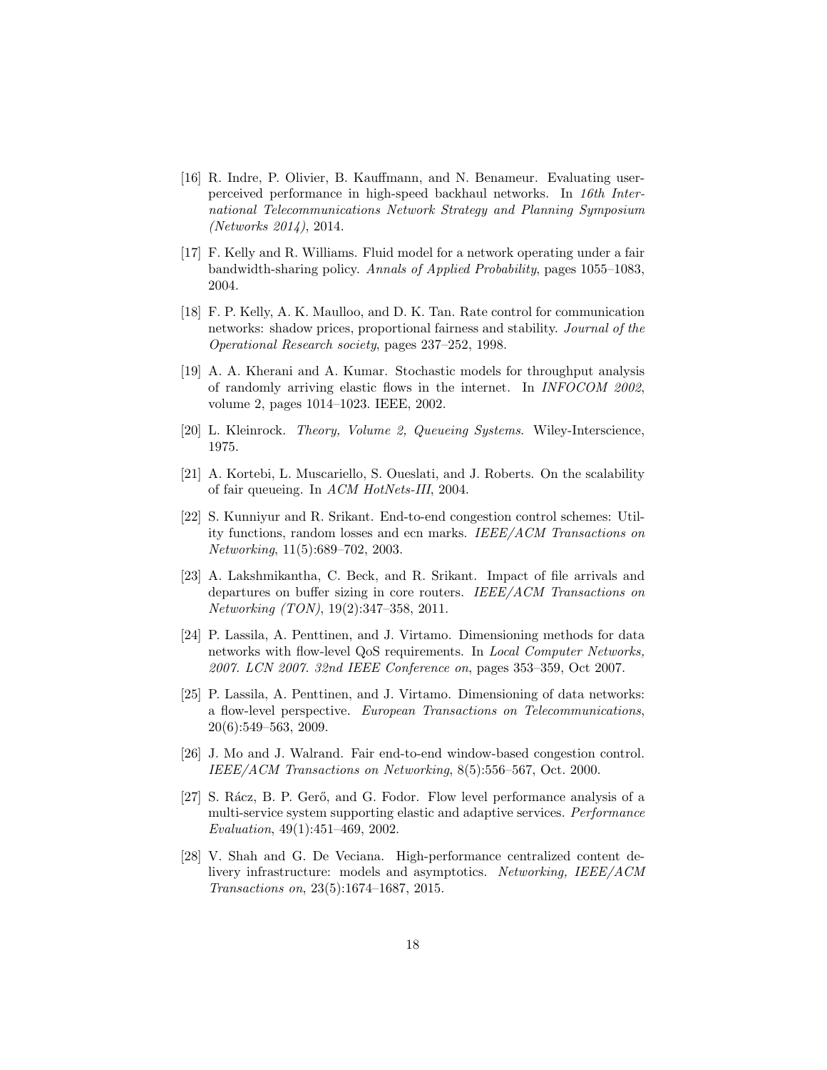[16] R. Indre, P. Olivier, B. Kauffmann, and N. Benameur. Evaluating user-perceived performance in high-speed backhaul networks. In *16th International Telecommunications Network Strategy and Planning Symposium (Networks 2014)*, 2014.

[17] F. Kelly and R. Williams. Fluid model for a network operating under a fair bandwidth-sharing policy. *Annals of Applied Probability*, pages 1055–1083, 2004.

[18] F. P. Kelly, A. K. Maulloo, and D. K. Tan. Rate control for communication networks: shadow prices, proportional fairness and stability. *Journal of the Operational Research society*, pages 237–252, 1998.

[19] A. A. Kherani and A. Kumar. Stochastic models for throughput analysis of randomly arriving elastic flows in the internet. In *INFOCOM 2002*, volume 2, pages 1014–1023. IEEE, 2002.

[20] L. Kleinrock. *Theory, Volume 2, Queueing Systems*. Wiley-Interscience, 1975.

[21] A. Kortebi, L. Muscariello, S. Oueslati, and J. Roberts. On the scalability of fair queueing. In *ACM HotNets-III*, 2004.

[22] S. Kunniyur and R. Srikant. End-to-end congestion control schemes: Utility functions, random losses and ecn marks. *IEEE/ACM Transactions on Networking*, 11(5):689–702, 2003.

[23] A. Lakshmikantha, C. Beck, and R. Srikant. Impact of file arrivals and departures on buffer sizing in core routers. *IEEE/ACM Transactions on Networking (TON)*, 19(2):347–358, 2011.

[24] P. Lassila, A. Penttinen, and J. Virtamo. Dimensioning methods for data networks with flow-level QoS requirements. In *Local Computer Networks, 2007. LCN 2007. 32nd IEEE Conference on*, pages 353–359, Oct 2007.

[25] P. Lassila, A. Penttinen, and J. Virtamo. Dimensioning of data networks: a flow-level perspective. *European Transactions on Telecommunications*, 20(6):549–563, 2009.

[26] J. Mo and J. Walrand. Fair end-to-end window-based congestion control. *IEEE/ACM Transactions on Networking*, 8(5):556–567, Oct. 2000.

[27] S. Rácz, B. P. Gerő, and G. Fodor. Flow level performance analysis of a multi-service system supporting elastic and adaptive services. *Performance Evaluation*, 49(1):451–469, 2002.

[28] V. Shah and G. De Veciana. High-performance centralized content delivery infrastructure: models and asymptotics. *Networking, IEEE/ACM Transactions on*, 23(5):1674–1687, 2015.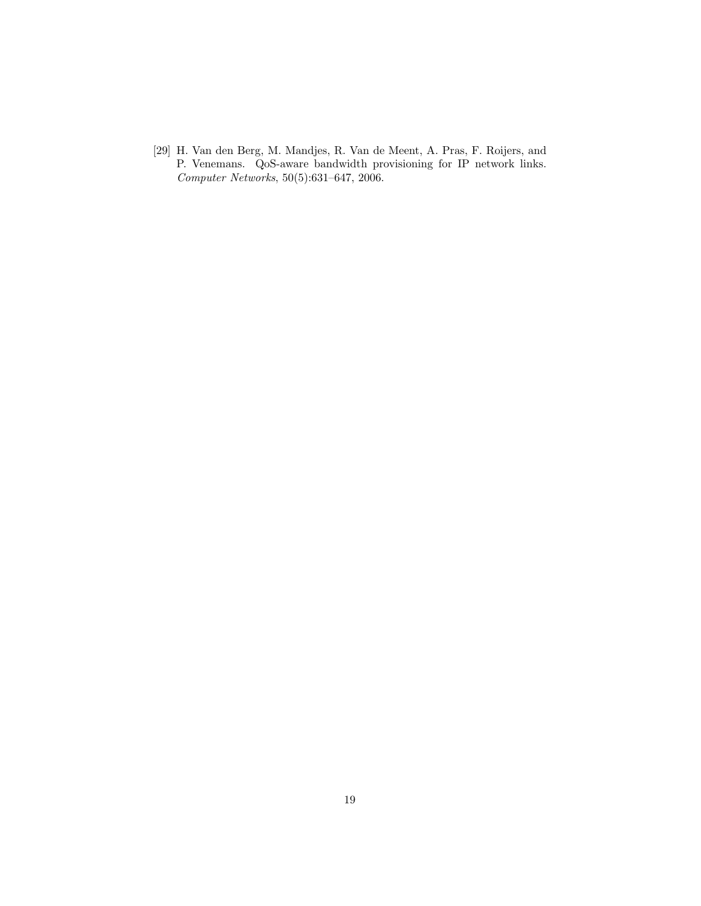[29] H. Van den Berg, M. Mandjes, R. Van de Meent, A. Pras, F. Roijers, and P. Venemans. QoS-aware bandwidth provisioning for IP network links. *Computer Networks*, 50(5):631–647, 2006.